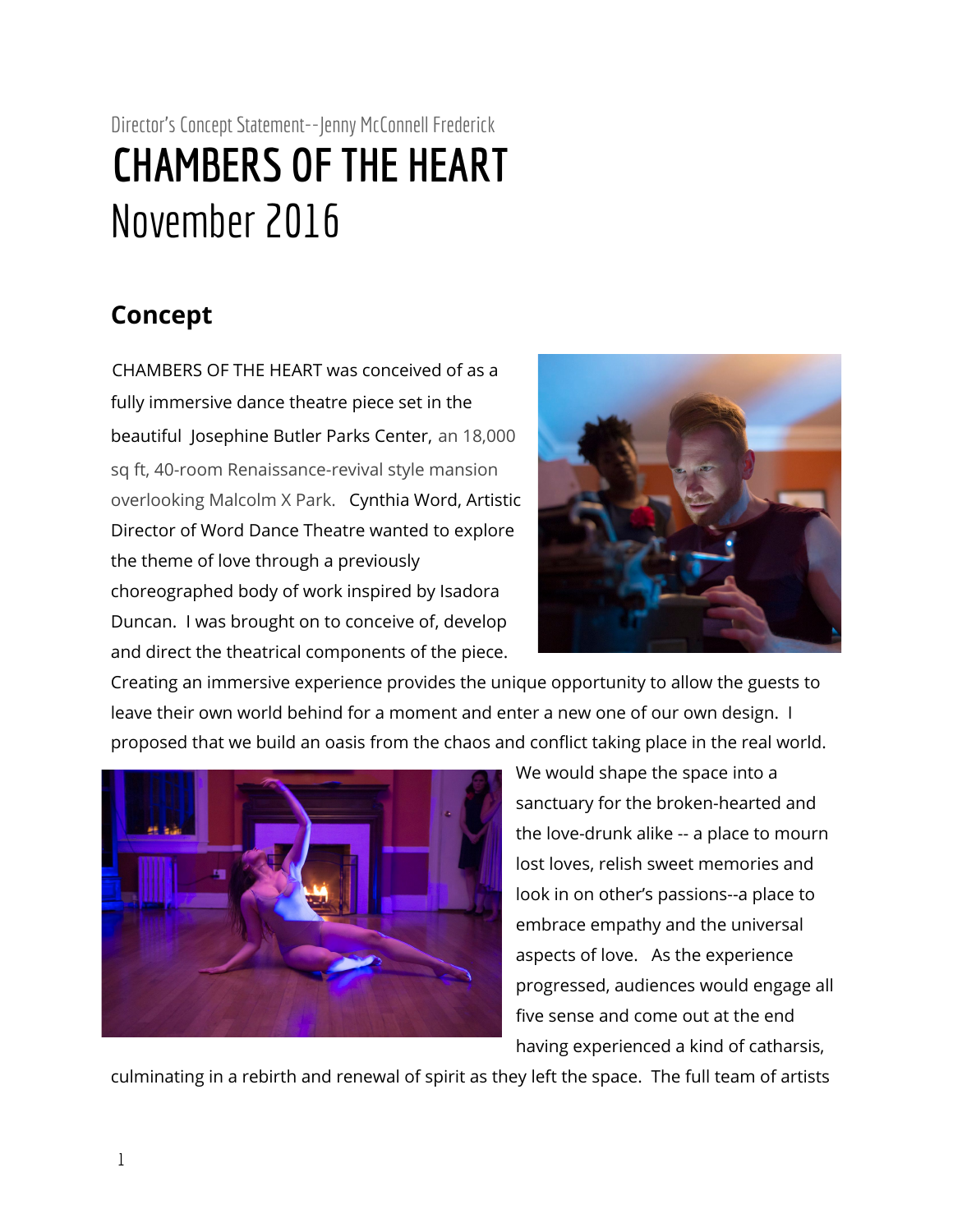Director's Concept Statement--Jenny McConnell Frederick

# CHAMBERS OF THE HEART

# November 2016

## Concept

CHAMBERS OF THE HEART was conceived of as a fully immersive dance theatre piece set in the beautiful Josephine Butler Parks Center, an 18,000 sq ft, 40-room Renaissance-revival style mansion overlooking Malcolm X Park. Cynthia Word, Artistic Director of Word Dance Theatre wanted to explore the theme of love through a previously choreographed body of work inspired by Isadora Duncan. I was brought on to conceive of, develop and direct the theatrical components of the piece. Creating an immersive experience provides the unique opportunity to allow the guests to leave their own world behind for a moment and enter a new one of our own design. I proposed that we build an oasis from the chaos and conflict taking place in the real world. We would shape the space into a sanctuary for the broken-hearted and the love-drunk alike -- a place to mourn lost loves, relish sweet memories and look in on other's passions--a place to embrace empathy and the universal aspects of love. As the experience progressed, audiences would engage all five sense and come out at the end having experienced a kind of catharsis, culminating in a rebirth and renewal of spirit as they left the space. The full team of artists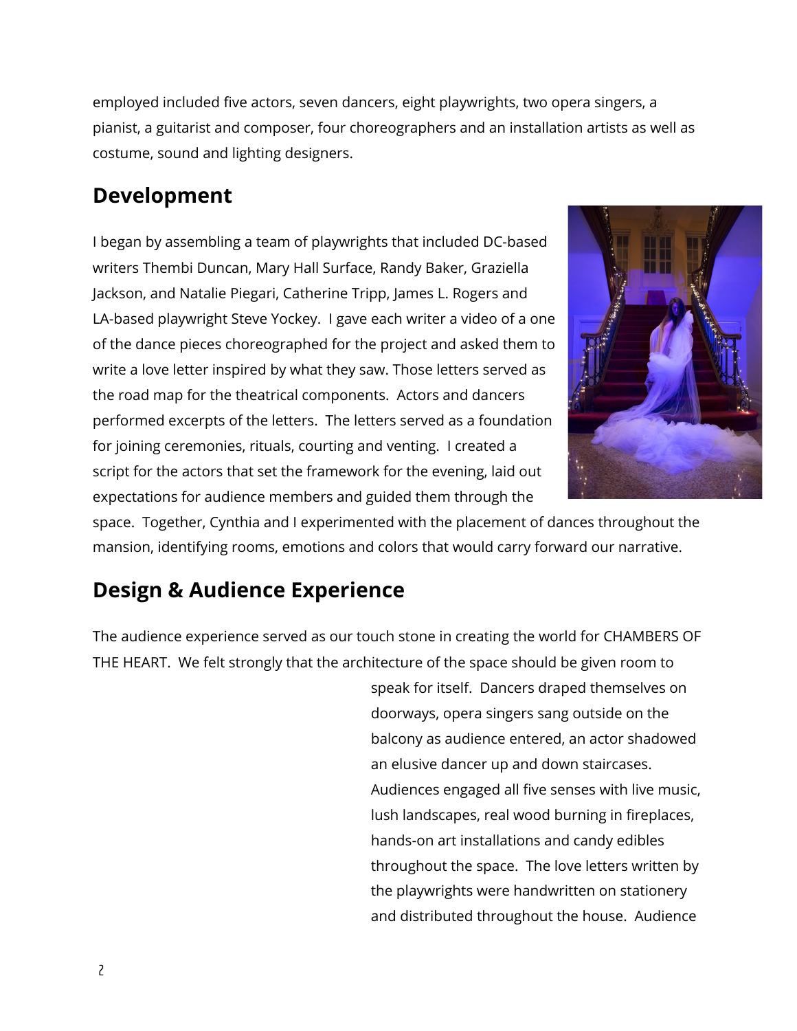employed included five actors, seven dancers, eight playwrights, two opera singers, a pianist, a guitarist and composer, four choreographers and an installation artists as well as costume, sound and lighting designers.

## Development

I began by assembling a team of playwrights that included DC-based writers Thembi Duncan, Mary Hall Surface, Randy Baker, Graziella Jackson, and Natalie Piegari, Catherine Tripp, James L. Rogers and LA-based playwright Steve Yockey. I gave each writer a video of a one of the dance pieces choreographed for the project and asked them to write a love letter inspired by what they saw. Those letters served as the road map for the theatrical components. Actors and dancers performed excerpts of the letters. The letters served as a foundation for joining ceremonies, rituals, courting and venting. I created a script for the actors that set the framework for the evening, laid out expectations for audience members and guided them through the space. Together, Cynthia and I experimented with the placement of dances throughout the mansion, identifying rooms, emotions and colors that would carry forward our narrative.

## Design & Audience Experience

The audience experience served as our touch stone in creating the world for CHAMBERS OF THE HEART. We felt strongly that the architecture of the space should be given room to speak for itself. Dancers draped themselves on doorways, opera singers sang outside on the balcony as audience entered, an actor shadowed an elusive dancer up and down staircases. Audiences engaged all five senses with live music, lush landscapes, real wood burning in fireplaces, hands-on art installations and candy edibles throughout the space. The love letters written by the playwrights were handwritten on stationery and distributed throughout the house. Audience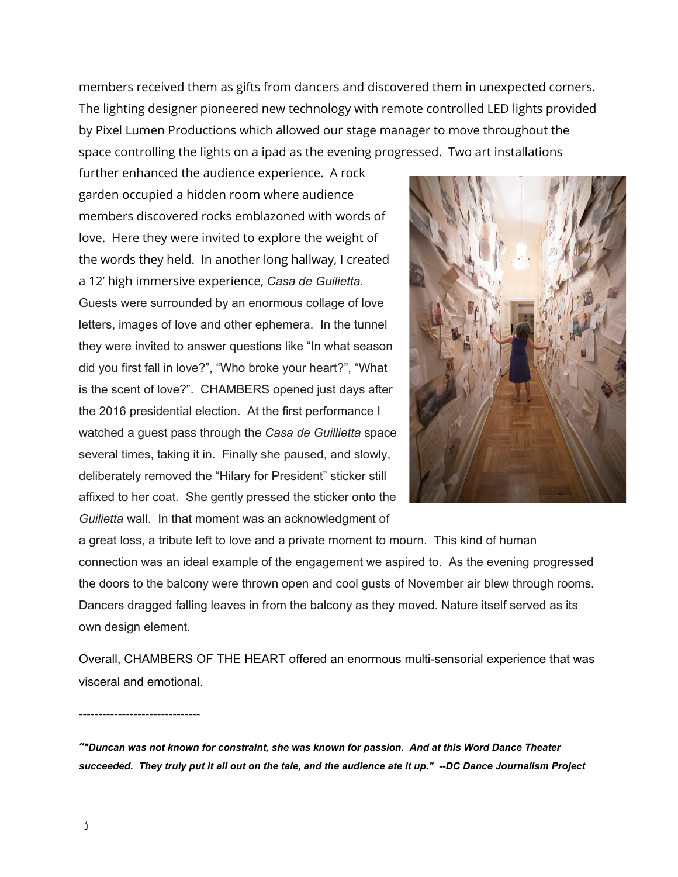members received them as gifts from dancers and discovered them in unexpected corners. The lighting designer pioneered new technology with remote controlled LED lights provided by Pixel Lumen Productions which allowed our stage manager to move throughout the space controlling the lights on a ipad as the evening progressed. Two art installations further enhanced the audience experience. A rock garden occupied a hidden room where audience members discovered rocks emblazoned with words of love. Here they were invited to explore the weight of the words they held. In another long hallway, I created a 12' high immersive experience, *Casa de Guilietta*. Guests were surrounded by an enormous collage of love letters, images of love and other ephemera. In the tunnel they were invited to answer questions like "In what season did you first fall in love?", "Who broke your heart?", "What is the scent of love?". CHAMBERS opened just days after the 2016 presidential election. At the first performance I watched a guest pass through the *Casa de Guillietta* space several times, taking it in. Finally she paused, and slowly, deliberately removed the "Hilary for President" sticker still affixed to her coat. She gently pressed the sticker onto the *Guilietta* wall. In that moment was an acknowledgment of a great loss, a tribute left to love and a private moment to mourn. This kind of human connection was an ideal example of the engagement we aspired to. As the evening progressed the doors to the balcony were thrown open and cool gusts of November air blew through rooms. Dancers dragged falling leaves in from the balcony as they moved. Nature itself served as its own design element.

Overall, CHAMBERS OF THE HEART offered an enormous multi-sensorial experience that was visceral and emotional.

-------------------------------

***“"Duncan was not known for constraint, she was known for passion. And at this Word Dance Theater succeeded. They truly put it all out on the tale, and the audience ate it up." --DC Dance Journalism Project***